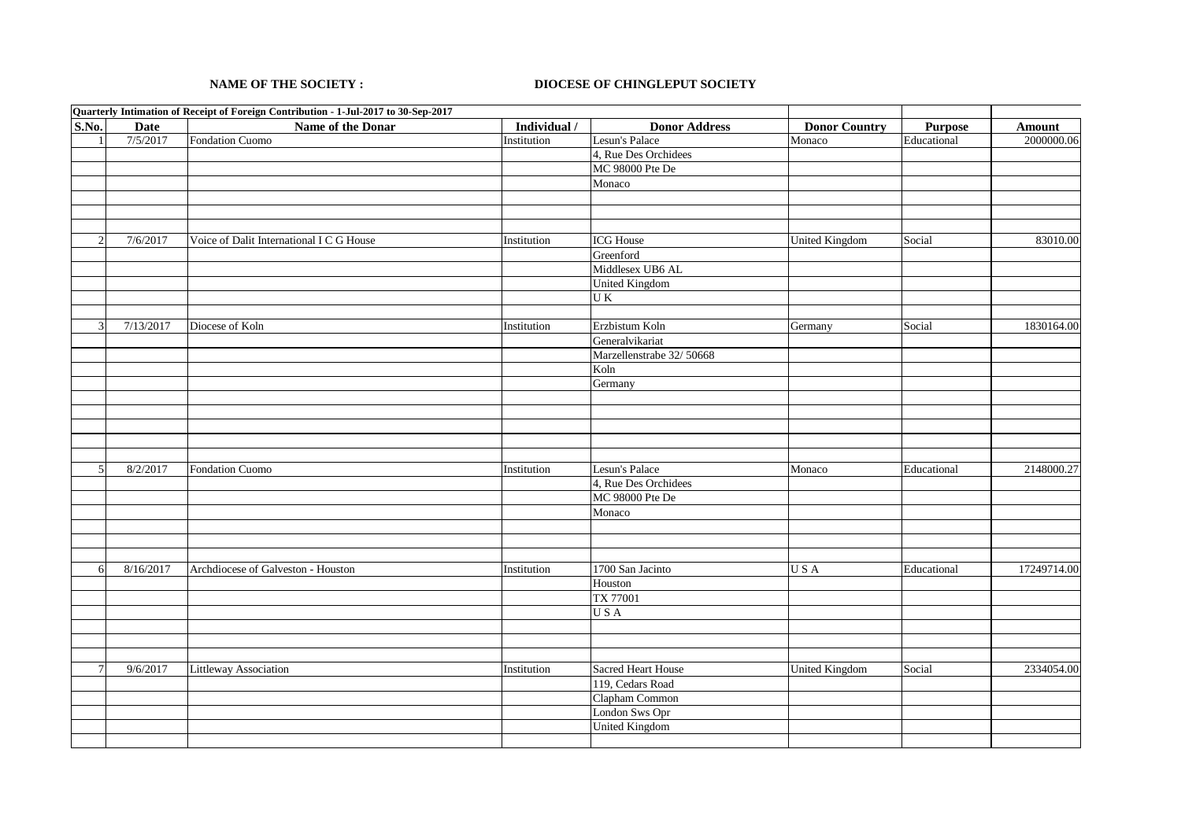**NAME OF THE SOCIETY :** **DIOCESE OF CHINGLEPUT SOCIETY**

| **Quarterly Intimation of Receipt of Foreign Contribution - 1-Jul-2017 to 30-Sep-2017** | | | | | | | |
|---|---|---|---|---|---|---|---|
| **S.No.** | **Date** | **Name of the Donar** | **Individual /** | **Donor Address** | **Donor Country** | **Purpose** | **Amount** |
| 1 | 7/5/2017 | Fondation Cuomo | Institution | Lesun's Palace | Monaco | Educational | 2000000.06 |
| | | | | 4, Rue Des Orchidees | | | |
| | | | | MC 98000 Pte De | | | |
| | | | | Monaco | | | |
| | | | | | | | |
| | | | | | | | |
| | | | | | | | |
| 2 | 7/6/2017 | Voice of Dalit International I C G House | Institution | ICG House | United Kingdom | Social | 83010.00 |
| | | | | Greenford | | | |
| | | | | Middlesex UB6 AL | | | |
| | | | | United Kingdom | | | |
| | | | | U K | | | |
| | | | | | | | |
| 3 | 7/13/2017 | Diocese of Koln | Institution | Erzbistum Koln | Germany | Social | 1830164.00 |
| | | | | Generalvikariat | | | |
| | | | | Marzellenstrabe 32/ 50668 | | | |
| | | | | Koln | | | |
| | | | | Germany | | | |
| | | | | | | | |
| | | | | | | | |
| | | | | | | | |
| | | | | | | | |
| | | | | | | | |
| 5 | 8/2/2017 | Fondation Cuomo | Institution | Lesun's Palace | Monaco | Educational | 2148000.27 |
| | | | | 4, Rue Des Orchidees | | | |
| | | | | MC 98000 Pte De | | | |
| | | | | Monaco | | | |
| | | | | | | | |
| | | | | | | | |
| | | | | | | | |
| 6 | 8/16/2017 | Archdiocese of Galveston - Houston | Institution | 1700 San Jacinto | U S A | Educational | 17249714.00 |
| | | | | Houston | | | |
| | | | | TX 77001 | | | |
| | | | | U S A | | | |
| | | | | | | | |
| | | | | | | | |
| | | | | | | | |
| 7 | 9/6/2017 | Littleway Association | Institution | Sacred Heart House | United Kingdom | Social | 2334054.00 |
| | | | | 119, Cedars Road | | | |
| | | | | Clapham Common | | | |
| | | | | London Sws Opr | | | |
| | | | | United Kingdom | | | |
| | | | | | | | |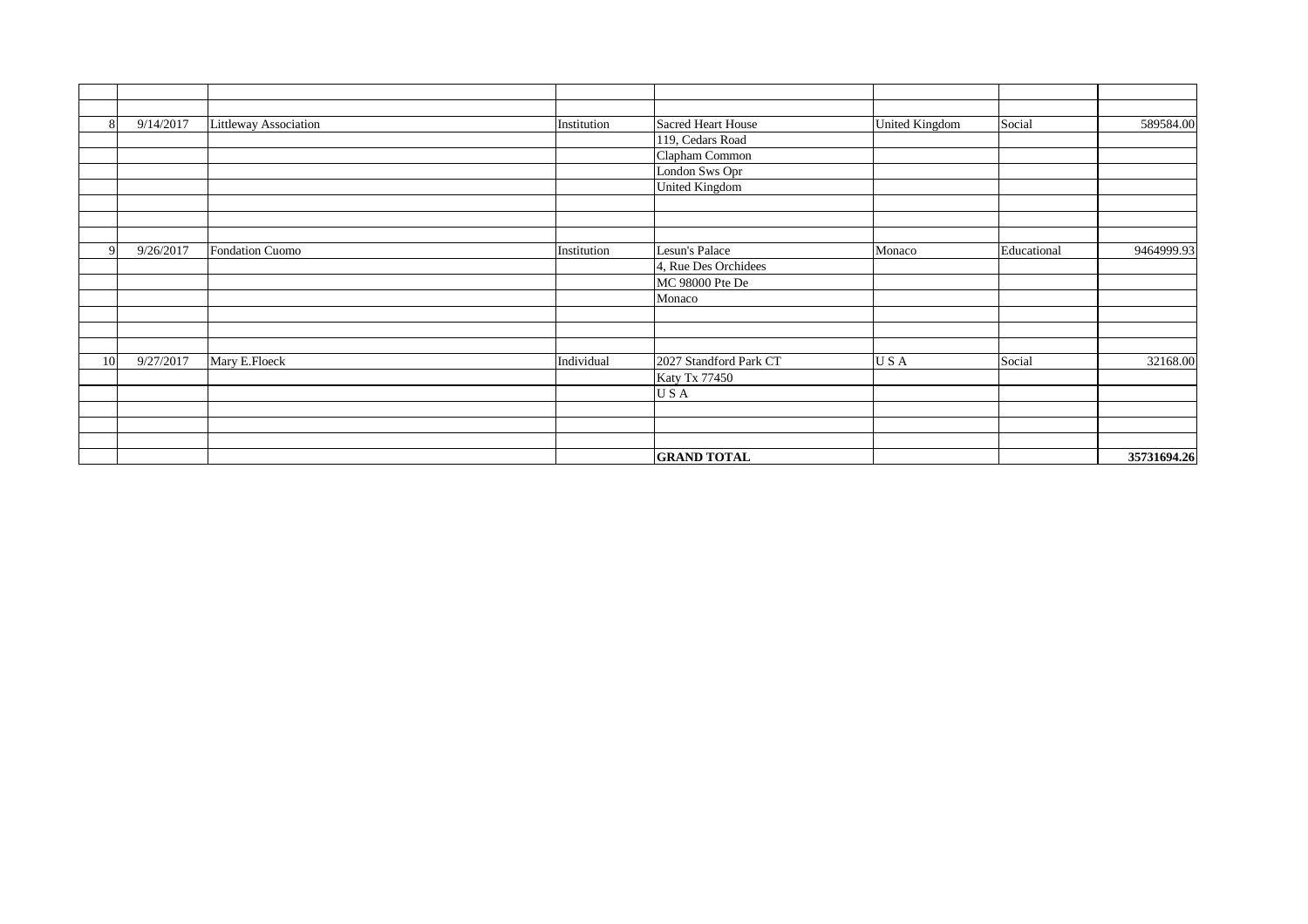| | | | | | | | |
|---|---|---|---|---|---|---|---|
| | | | | | | | |
| | | | | | | | |
| 8 | 9/14/2017 | Littleway Association | Institution | Sacred Heart House | United Kingdom | Social | 589584.00 |
| | | | | 119, Cedars Road | | | |
| | | | | Clapham Common | | | |
| | | | | London Sws Opr | | | |
| | | | | United Kingdom | | | |
| | | | | | | | |
| | | | | | | | |
| | | | | | | | |
| 9 | 9/26/2017 | Fondation Cuomo | Institution | Lesun's Palace | Monaco | Educational | 9464999.93 |
| | | | | 4, Rue Des Orchidees | | | |
| | | | | MC 98000 Pte De | | | |
| | | | | Monaco | | | |
| | | | | | | | |
| | | | | | | | |
| | | | | | | | |
| 10 | 9/27/2017 | Mary E.Floeck | Individual | 2027 Standford Park CT | U S A | Social | 32168.00 |
| | | | | Katy Tx 77450 | | | |
| | | | | U S A | | | |
| | | | | | | | |
| | | | | | | | |
| | | | | | | | |
| | | | | **GRAND TOTAL** | | | **35731694.26** |